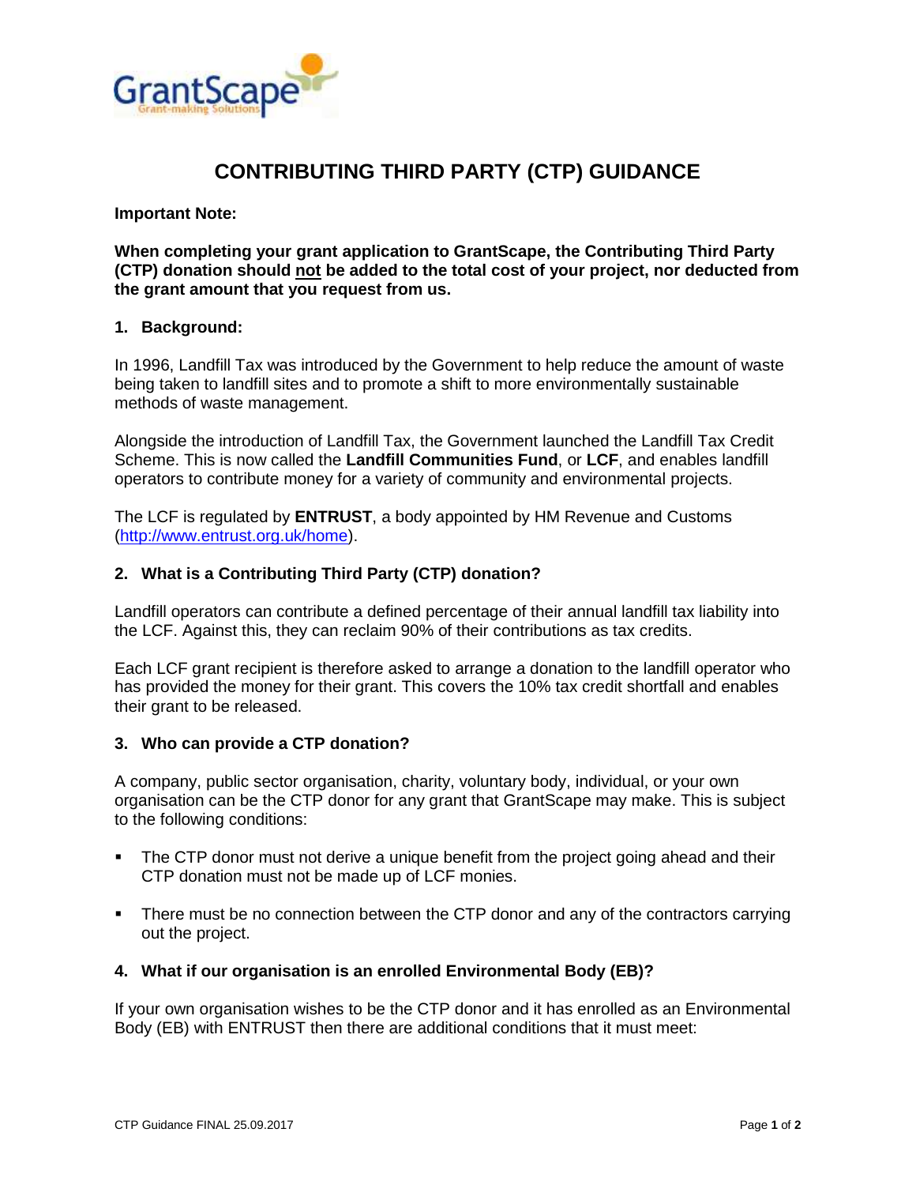# CONTRIBUTING THIRD PARTY (CTP) GUIDANCE

**Important Note:**

**When completing your grant application to GrantScape, the Contributing Third Party (CTP) donation should <u>not</u> be added to the total cost of your project, nor deducted from the grant amount that you request from us.**

## 1. Background:

In 1996, Landfill Tax was introduced by the Government to help reduce the amount of waste being taken to landfill sites and to promote a shift to more environmentally sustainable methods of waste management.

Alongside the introduction of Landfill Tax, the Government launched the Landfill Tax Credit Scheme. This is now called the **Landfill Communities Fund**, or **LCF**, and enables landfill operators to contribute money for a variety of community and environmental projects.

The LCF is regulated by **ENTRUST**, a body appointed by HM Revenue and Customs (http://www.entrust.org.uk/home).

## 2. What is a Contributing Third Party (CTP) donation?

Landfill operators can contribute a defined percentage of their annual landfill tax liability into the LCF. Against this, they can reclaim 90% of their contributions as tax credits.

Each LCF grant recipient is therefore asked to arrange a donation to the landfill operator who has provided the money for their grant. This covers the 10% tax credit shortfall and enables their grant to be released.

## 3. Who can provide a CTP donation?

A company, public sector organisation, charity, voluntary body, individual, or your own organisation can be the CTP donor for any grant that GrantScape may make. This is subject to the following conditions:

- The CTP donor must not derive a unique benefit from the project going ahead and their CTP donation must not be made up of LCF monies.
- There must be no connection between the CTP donor and any of the contractors carrying out the project.

## 4. What if our organisation is an enrolled Environmental Body (EB)?

If your own organisation wishes to be the CTP donor and it has enrolled as an Environmental Body (EB) with ENTRUST then there are additional conditions that it must meet: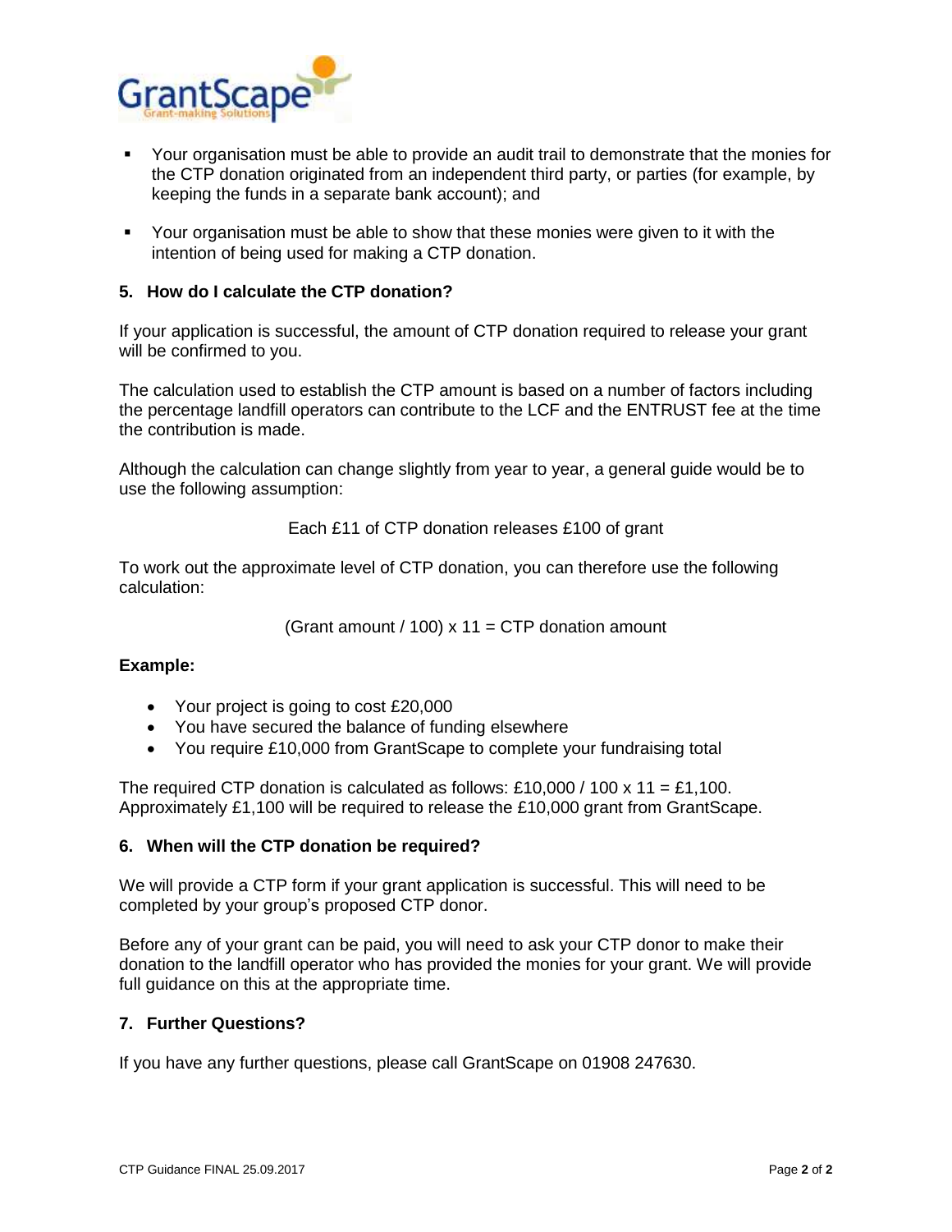- Your organisation must be able to provide an audit trail to demonstrate that the monies for the CTP donation originated from an independent third party, or parties (for example, by keeping the funds in a separate bank account); and

- Your organisation must be able to show that these monies were given to it with the intention of being used for making a CTP donation.

## 5. How do I calculate the CTP donation?

If your application is successful, the amount of CTP donation required to release your grant will be confirmed to you.

The calculation used to establish the CTP amount is based on a number of factors including the percentage landfill operators can contribute to the LCF and the ENTRUST fee at the time the contribution is made.

Although the calculation can change slightly from year to year, a general guide would be to use the following assumption:

Each £11 of CTP donation releases £100 of grant

To work out the approximate level of CTP donation, you can therefore use the following calculation:

(Grant amount / 100) x 11 = CTP donation amount

**Example:**

- Your project is going to cost £20,000
- You have secured the balance of funding elsewhere
- You require £10,000 from GrantScape to complete your fundraising total

The required CTP donation is calculated as follows: £10,000 / 100 x 11 = £1,100. Approximately £1,100 will be required to release the £10,000 grant from GrantScape.

## 6. When will the CTP donation be required?

We will provide a CTP form if your grant application is successful. This will need to be completed by your group's proposed CTP donor.

Before any of your grant can be paid, you will need to ask your CTP donor to make their donation to the landfill operator who has provided the monies for your grant. We will provide full guidance on this at the appropriate time.

## 7. Further Questions?

If you have any further questions, please call GrantScape on 01908 247630.